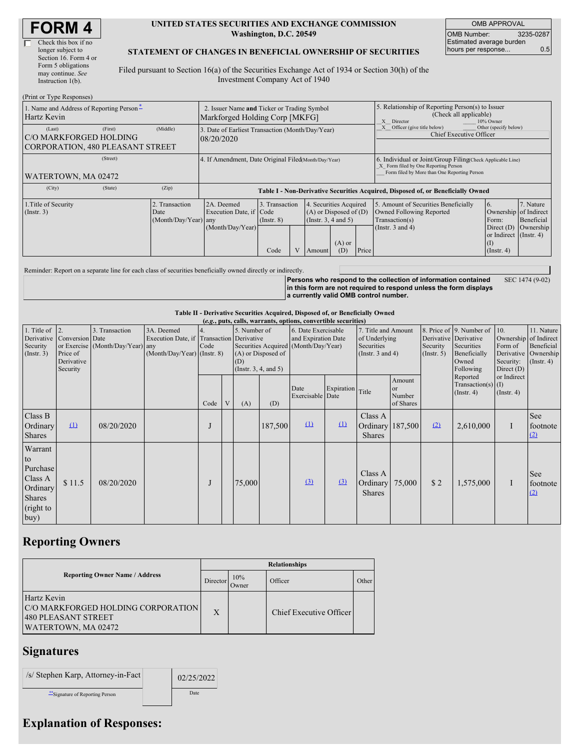# FORM 4

☐ Check this box if no longer subject to Section 16. Form 4 or Form 5 obligations may continue. *See* Instruction 1(b).

**UNITED STATES SECURITIES AND EXCHANGE COMMISSION**
**Washington, D.C. 20549**

**STATEMENT OF CHANGES IN BENEFICIAL OWNERSHIP OF SECURITIES**

Filed pursuant to Section 16(a) of the Securities Exchange Act of 1934 or Section 30(h) of the Investment Company Act of 1940

| OMB APPROVAL | |
|---|---|
| OMB Number: | 3235-0287 |
| Estimated average burden hours per response... | 0.5 |

(Print or Type Responses)

| 1. Name and Address of Reporting Person * | 2. Issuer Name and Ticker or Trading Symbol | 5. Relationship of Reporting Person(s) to Issuer (Check all applicable) |
|---|---|---|
| Hartz Kevin | Markforged Holding Corp [MKFG] | X Director ___ 10% Owner |
| (Last) (First) (Middle) C/O MARKFORGED HOLDING CORPORATION, 480 PLEASANT STREET | 3. Date of Earliest Transaction (Month/Day/Year) 08/20/2020 | X Officer (give title below) ___ Other (specify below) Chief Executive Officer |
| (Street) WATERTOWN, MA 02472 | 4. If Amendment, Date Original Filed (Month/Day/Year) | 6. Individual or Joint/Group Filing (Check Applicable Line) X Form filed by One Reporting Person ___ Form filed by More than One Reporting Person |
| (City) (State) (Zip) | | |

**Table I - Non-Derivative Securities Acquired, Disposed of, or Beneficially Owned**

| 1.Title of Security (Instr. 3) | 2. Transaction Date (Month/Day/Year) | 2A. Deemed Execution Date, if any (Month/Day/Year) | 3. Transaction Code (Instr. 8) | | 4. Securities Acquired (A) or Disposed of (D) (Instr. 3, 4 and 5) | | | 5. Amount of Securities Beneficially Owned Following Reported Transaction(s) (Instr. 3 and 4) | 6. Ownership Form: Direct (D) or Indirect (I) (Instr. 4) | 7. Nature of Indirect Beneficial Ownership (Instr. 4) |
|---|---|---|---|---|---|---|---|---|---|---|
| | | | Code | V | Amount | (A) or (D) | Price | | | |

Reminder: Report on a separate line for each class of securities beneficially owned directly or indirectly.

**Persons who respond to the collection of information contained in this form are not required to respond unless the form displays a currently valid OMB control number.** SEC 1474 (9-02)

**Table II - Derivative Securities Acquired, Disposed of, or Beneficially Owned**
***(e.g., puts, calls, warrants, options, convertible securities)***

| 1. Title of Derivative Security (Instr. 3) | 2. Conversion or Exercise Price of Derivative Security | 3. Transaction Date (Month/Day/Year) | 3A. Deemed Execution Date, if any (Month/Day/Year) | 4. Transaction Code (Instr. 8) | | 5. Number of Derivative Securities Acquired (A) or Disposed of (D) (Instr. 3, 4, and 5) | | 6. Date Exercisable and Expiration Date (Month/Day/Year) | | 7. Title and Amount of Underlying Securities (Instr. 3 and 4) | | 8. Price of Derivative Security (Instr. 5) | 9. Number of Derivative Securities Beneficially Owned Following Reported Transaction(s) (Instr. 4) | 10. Ownership Form of Derivative Security: Direct (D) or Indirect (I) (Instr. 4) | 11. Nature of Indirect Beneficial Ownership (Instr. 4) |
|---|---|---|---|---|---|---|---|---|---|---|---|---|---|---|---|
| | | | | Code | V | (A) | (D) | Date Exercisable | Expiration Date | Title | Amount or Number of Shares | | | | |
| Class B Ordinary Shares | (1) | 08/20/2020 | | J | | | 187,500 | (1) | (1) | Class A Ordinary Shares | 187,500 | (2) | 2,610,000 | I | See footnote (2) |
| Warrant to Purchase Class A Ordinary Shares (right to buy) | $ 11.5 | 08/20/2020 | | J | | 75,000 | | (3) | (3) | Class A Ordinary Shares | 75,000 | $ 2 | 1,575,000 | I | See footnote (2) |

## Reporting Owners

| Reporting Owner Name / Address | Relationships | | | |
|---|---|---|---|---|
| | Director | 10% Owner | Officer | Other |
| Hartz Kevin C/O MARKFORGED HOLDING CORPORATION 480 PLEASANT STREET WATERTOWN, MA 02472 | X | | Chief Executive Officer | |

## Signatures

| /s/ Stephen Karp, Attorney-in-Fact | 02/25/2022 |
|---|---|
| **Signature of Reporting Person | Date |

## Explanation of Responses: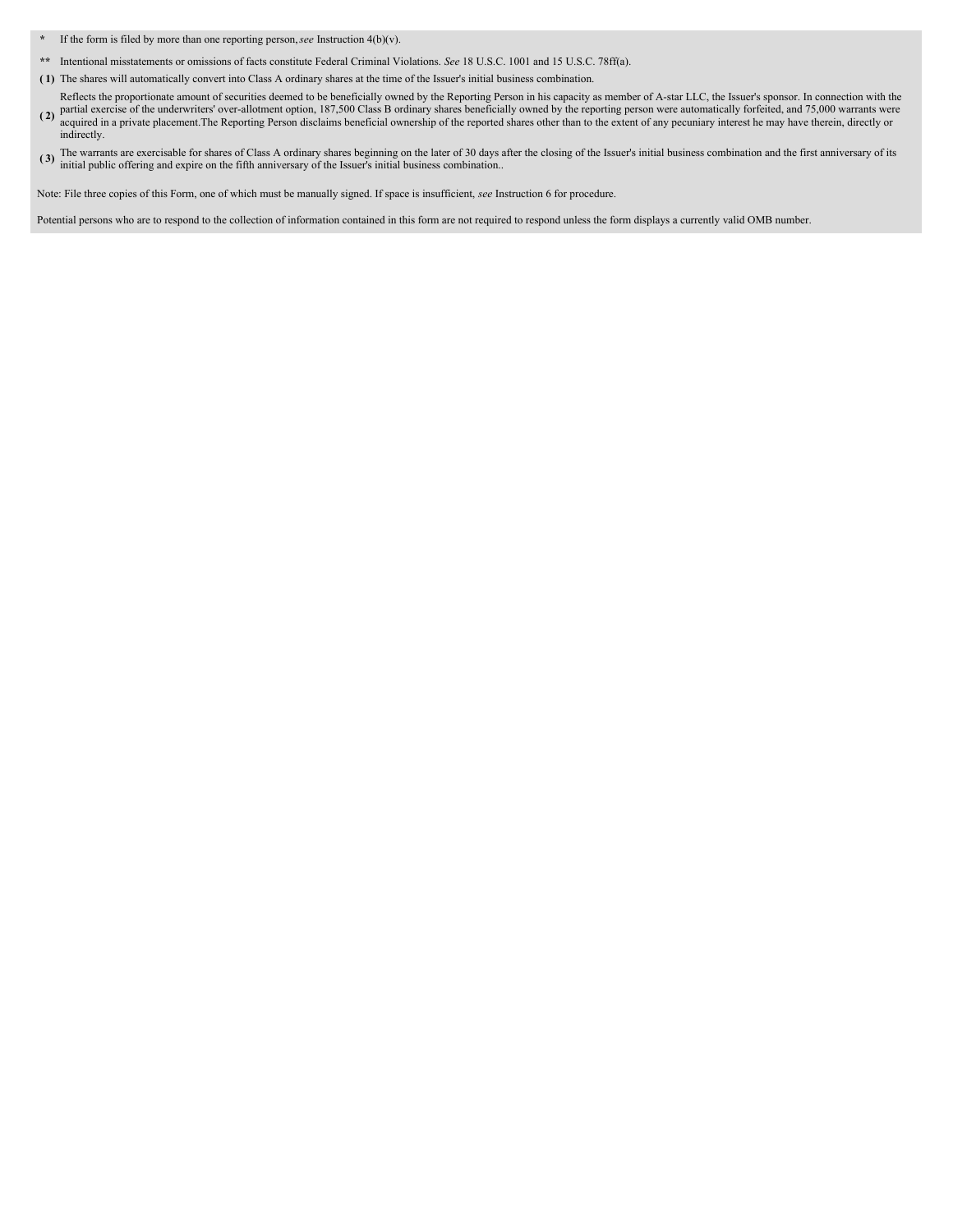\* If the form is filed by more than one reporting person, *see* Instruction 4(b)(v).

\*\* Intentional misstatements or omissions of facts constitute Federal Criminal Violations. *See* 18 U.S.C. 1001 and 15 U.S.C. 78ff(a).

**( 1)** The shares will automatically convert into Class A ordinary shares at the time of the Issuer's initial business combination.

**( 2)** Reflects the proportionate amount of securities deemed to be beneficially owned by the Reporting Person in his capacity as member of A-star LLC, the Issuer's sponsor. In connection with the partial exercise of the underwriters' over-allotment option, 187,500 Class B ordinary shares beneficially owned by the reporting person were automatically forfeited, and 75,000 warrants were acquired in a private placement.The Reporting Person disclaims beneficial ownership of the reported shares other than to the extent of any pecuniary interest he may have therein, directly or indirectly.

**( 3)** The warrants are exercisable for shares of Class A ordinary shares beginning on the later of 30 days after the closing of the Issuer's initial business combination and the first anniversary of its initial public offering and expire on the fifth anniversary of the Issuer's initial business combination..

Note: File three copies of this Form, one of which must be manually signed. If space is insufficient, *see* Instruction 6 for procedure.

Potential persons who are to respond to the collection of information contained in this form are not required to respond unless the form displays a currently valid OMB number.